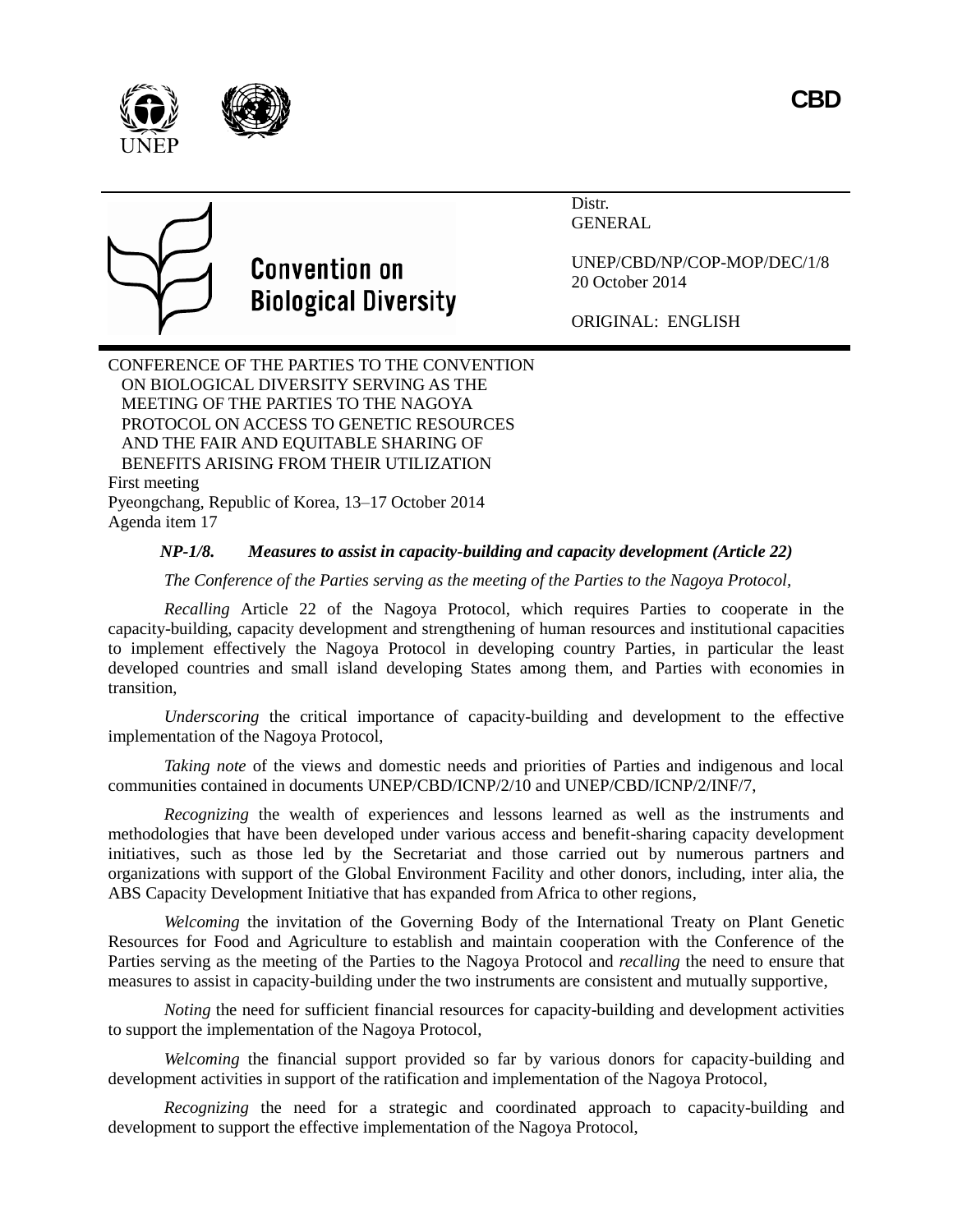CBD

Convention on Biological Diversity

Distr.
GENERAL

UNEP/CBD/NP/COP-MOP/DEC/1/8
20 October 2014

ORIGINAL: ENGLISH

CONFERENCE OF THE PARTIES TO THE CONVENTION ON BIOLOGICAL DIVERSITY SERVING AS THE MEETING OF THE PARTIES TO THE NAGOYA PROTOCOL ON ACCESS TO GENETIC RESOURCES AND THE FAIR AND EQUITABLE SHARING OF BENEFITS ARISING FROM THEIR UTILIZATION
First meeting
Pyeongchang, Republic of Korea, 13–17 October 2014
Agenda item 17

## *NP-1/8. Measures to assist in capacity-building and capacity development (Article 22)*

*The Conference of the Parties serving as the meeting of the Parties to the Nagoya Protocol*,

*Recalling* Article 22 of the Nagoya Protocol, which requires Parties to cooperate in the capacity-building, capacity development and strengthening of human resources and institutional capacities to implement effectively the Nagoya Protocol in developing country Parties, in particular the least developed countries and small island developing States among them, and Parties with economies in transition,

*Underscoring* the critical importance of capacity-building and development to the effective implementation of the Nagoya Protocol,

*Taking note* of the views and domestic needs and priorities of Parties and indigenous and local communities contained in documents UNEP/CBD/ICNP/2/10 and UNEP/CBD/ICNP/2/INF/7,

*Recognizing* the wealth of experiences and lessons learned as well as the instruments and methodologies that have been developed under various access and benefit-sharing capacity development initiatives, such as those led by the Secretariat and those carried out by numerous partners and organizations with support of the Global Environment Facility and other donors, including, inter alia, the ABS Capacity Development Initiative that has expanded from Africa to other regions,

*Welcoming* the invitation of the Governing Body of the International Treaty on Plant Genetic Resources for Food and Agriculture to establish and maintain cooperation with the Conference of the Parties serving as the meeting of the Parties to the Nagoya Protocol and *recalling* the need to ensure that measures to assist in capacity-building under the two instruments are consistent and mutually supportive,

*Noting* the need for sufficient financial resources for capacity-building and development activities to support the implementation of the Nagoya Protocol,

*Welcoming* the financial support provided so far by various donors for capacity-building and development activities in support of the ratification and implementation of the Nagoya Protocol,

*Recognizing* the need for a strategic and coordinated approach to capacity-building and development to support the effective implementation of the Nagoya Protocol,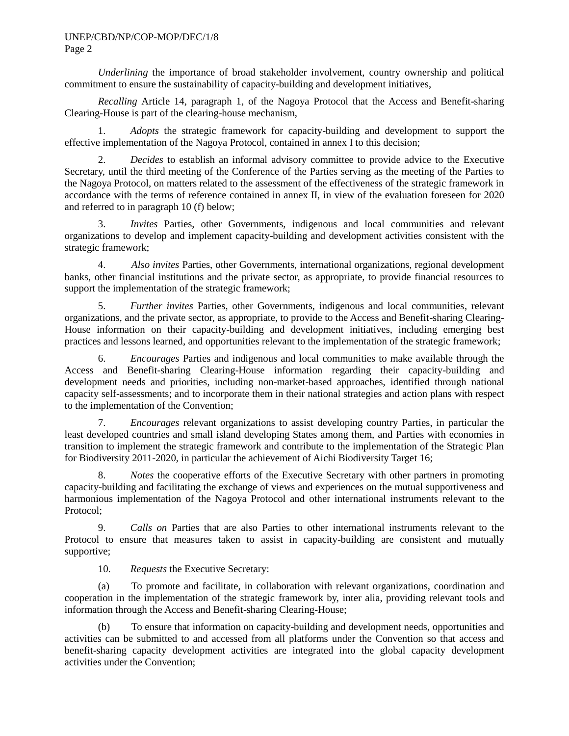*Underlining* the importance of broad stakeholder involvement, country ownership and political commitment to ensure the sustainability of capacity-building and development initiatives,

*Recalling* Article 14, paragraph 1, of the Nagoya Protocol that the Access and Benefit-sharing Clearing-House is part of the clearing-house mechanism,

1. *Adopts* the strategic framework for capacity-building and development to support the effective implementation of the Nagoya Protocol, contained in annex I to this decision;

2. *Decides* to establish an informal advisory committee to provide advice to the Executive Secretary, until the third meeting of the Conference of the Parties serving as the meeting of the Parties to the Nagoya Protocol, on matters related to the assessment of the effectiveness of the strategic framework in accordance with the terms of reference contained in annex II, in view of the evaluation foreseen for 2020 and referred to in paragraph 10 (f) below;

3. *Invites* Parties, other Governments, indigenous and local communities and relevant organizations to develop and implement capacity-building and development activities consistent with the strategic framework;

4. *Also invites* Parties, other Governments, international organizations, regional development banks, other financial institutions and the private sector, as appropriate, to provide financial resources to support the implementation of the strategic framework;

5. *Further invites* Parties, other Governments, indigenous and local communities, relevant organizations, and the private sector, as appropriate, to provide to the Access and Benefit-sharing Clearing-House information on their capacity-building and development initiatives, including emerging best practices and lessons learned, and opportunities relevant to the implementation of the strategic framework;

6. *Encourages* Parties and indigenous and local communities to make available through the Access and Benefit-sharing Clearing-House information regarding their capacity-building and development needs and priorities, including non-market-based approaches, identified through national capacity self-assessments; and to incorporate them in their national strategies and action plans with respect to the implementation of the Convention;

7. *Encourages* relevant organizations to assist developing country Parties, in particular the least developed countries and small island developing States among them, and Parties with economies in transition to implement the strategic framework and contribute to the implementation of the Strategic Plan for Biodiversity 2011-2020, in particular the achievement of Aichi Biodiversity Target 16;

8. *Notes* the cooperative efforts of the Executive Secretary with other partners in promoting capacity-building and facilitating the exchange of views and experiences on the mutual supportiveness and harmonious implementation of the Nagoya Protocol and other international instruments relevant to the Protocol;

9. *Calls on* Parties that are also Parties to other international instruments relevant to the Protocol to ensure that measures taken to assist in capacity-building are consistent and mutually supportive;

10. *Requests* the Executive Secretary:

(a) To promote and facilitate, in collaboration with relevant organizations, coordination and cooperation in the implementation of the strategic framework by, inter alia, providing relevant tools and information through the Access and Benefit-sharing Clearing-House;

(b) To ensure that information on capacity-building and development needs, opportunities and activities can be submitted to and accessed from all platforms under the Convention so that access and benefit-sharing capacity development activities are integrated into the global capacity development activities under the Convention;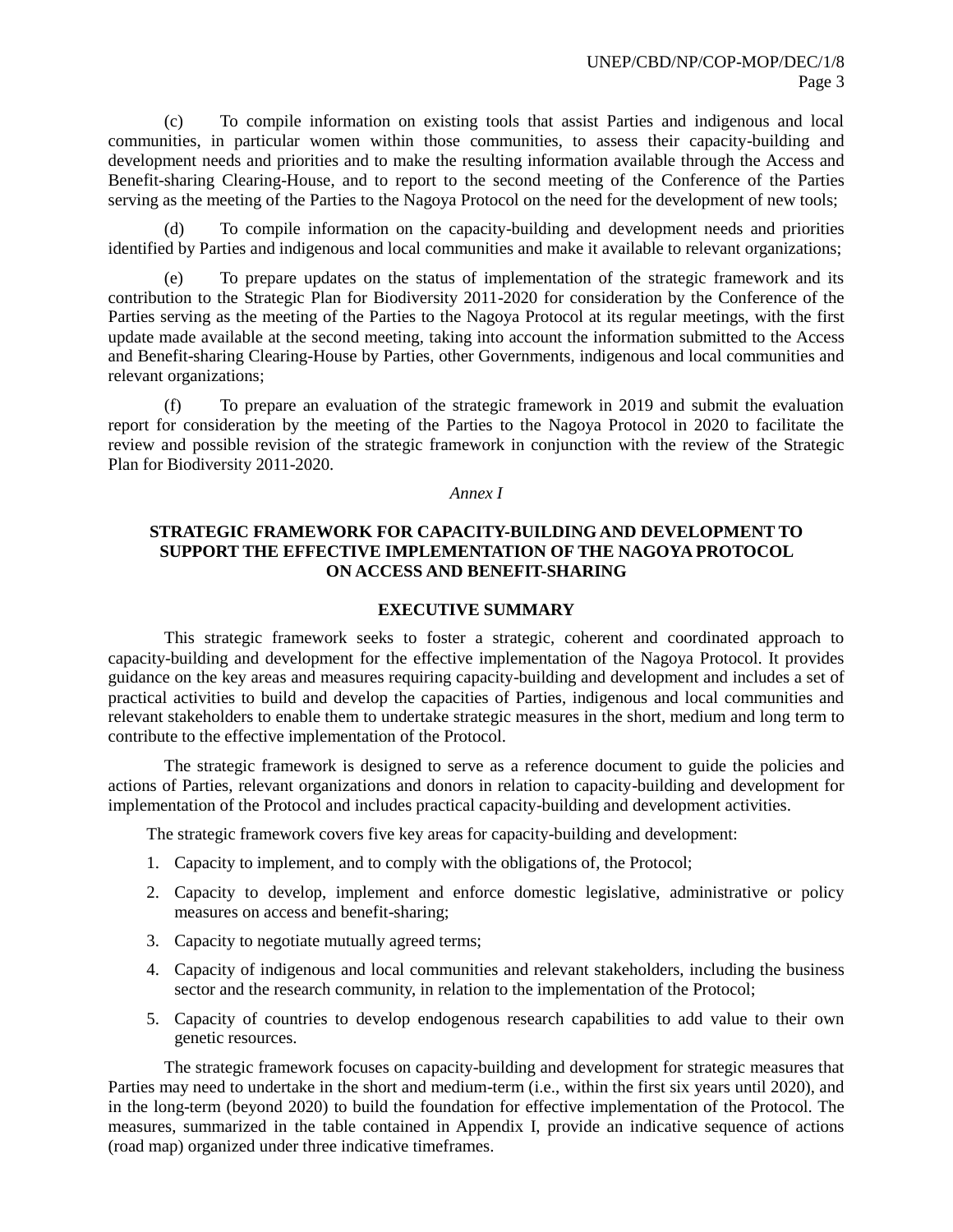(c) To compile information on existing tools that assist Parties and indigenous and local communities, in particular women within those communities, to assess their capacity-building and development needs and priorities and to make the resulting information available through the Access and Benefit-sharing Clearing-House, and to report to the second meeting of the Conference of the Parties serving as the meeting of the Parties to the Nagoya Protocol on the need for the development of new tools;

(d) To compile information on the capacity-building and development needs and priorities identified by Parties and indigenous and local communities and make it available to relevant organizations;

(e) To prepare updates on the status of implementation of the strategic framework and its contribution to the Strategic Plan for Biodiversity 2011-2020 for consideration by the Conference of the Parties serving as the meeting of the Parties to the Nagoya Protocol at its regular meetings, with the first update made available at the second meeting, taking into account the information submitted to the Access and Benefit-sharing Clearing-House by Parties, other Governments, indigenous and local communities and relevant organizations;

(f) To prepare an evaluation of the strategic framework in 2019 and submit the evaluation report for consideration by the meeting of the Parties to the Nagoya Protocol in 2020 to facilitate the review and possible revision of the strategic framework in conjunction with the review of the Strategic Plan for Biodiversity 2011-2020.

*Annex I*

## STRATEGIC FRAMEWORK FOR CAPACITY-BUILDING AND DEVELOPMENT TO SUPPORT THE EFFECTIVE IMPLEMENTATION OF THE NAGOYA PROTOCOL ON ACCESS AND BENEFIT-SHARING

### EXECUTIVE SUMMARY

This strategic framework seeks to foster a strategic, coherent and coordinated approach to capacity-building and development for the effective implementation of the Nagoya Protocol. It provides guidance on the key areas and measures requiring capacity-building and development and includes a set of practical activities to build and develop the capacities of Parties, indigenous and local communities and relevant stakeholders to enable them to undertake strategic measures in the short, medium and long term to contribute to the effective implementation of the Protocol.

The strategic framework is designed to serve as a reference document to guide the policies and actions of Parties, relevant organizations and donors in relation to capacity-building and development for implementation of the Protocol and includes practical capacity-building and development activities.

The strategic framework covers five key areas for capacity-building and development:

1. Capacity to implement, and to comply with the obligations of, the Protocol;
2. Capacity to develop, implement and enforce domestic legislative, administrative or policy measures on access and benefit-sharing;
3. Capacity to negotiate mutually agreed terms;
4. Capacity of indigenous and local communities and relevant stakeholders, including the business sector and the research community, in relation to the implementation of the Protocol;
5. Capacity of countries to develop endogenous research capabilities to add value to their own genetic resources.

The strategic framework focuses on capacity-building and development for strategic measures that Parties may need to undertake in the short and medium-term (i.e., within the first six years until 2020), and in the long-term (beyond 2020) to build the foundation for effective implementation of the Protocol. The measures, summarized in the table contained in Appendix I, provide an indicative sequence of actions (road map) organized under three indicative timeframes.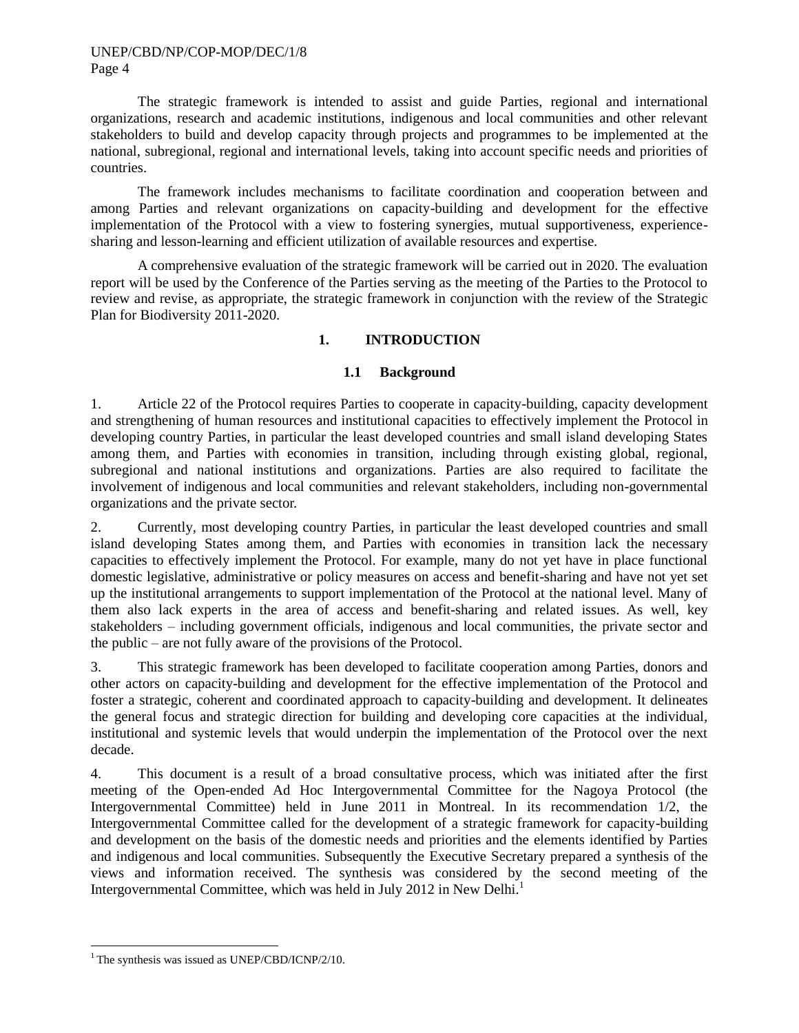The strategic framework is intended to assist and guide Parties, regional and international organizations, research and academic institutions, indigenous and local communities and other relevant stakeholders to build and develop capacity through projects and programmes to be implemented at the national, subregional, regional and international levels, taking into account specific needs and priorities of countries.

The framework includes mechanisms to facilitate coordination and cooperation between and among Parties and relevant organizations on capacity-building and development for the effective implementation of the Protocol with a view to fostering synergies, mutual supportiveness, experience-sharing and lesson-learning and efficient utilization of available resources and expertise.

A comprehensive evaluation of the strategic framework will be carried out in 2020. The evaluation report will be used by the Conference of the Parties serving as the meeting of the Parties to the Protocol to review and revise, as appropriate, the strategic framework in conjunction with the review of the Strategic Plan for Biodiversity 2011-2020.

## 1. INTRODUCTION

### 1.1 Background

1. Article 22 of the Protocol requires Parties to cooperate in capacity-building, capacity development and strengthening of human resources and institutional capacities to effectively implement the Protocol in developing country Parties, in particular the least developed countries and small island developing States among them, and Parties with economies in transition, including through existing global, regional, subregional and national institutions and organizations. Parties are also required to facilitate the involvement of indigenous and local communities and relevant stakeholders, including non-governmental organizations and the private sector.

2. Currently, most developing country Parties, in particular the least developed countries and small island developing States among them, and Parties with economies in transition lack the necessary capacities to effectively implement the Protocol. For example, many do not yet have in place functional domestic legislative, administrative or policy measures on access and benefit-sharing and have not yet set up the institutional arrangements to support implementation of the Protocol at the national level. Many of them also lack experts in the area of access and benefit-sharing and related issues. As well, key stakeholders – including government officials, indigenous and local communities, the private sector and the public – are not fully aware of the provisions of the Protocol.

3. This strategic framework has been developed to facilitate cooperation among Parties, donors and other actors on capacity-building and development for the effective implementation of the Protocol and foster a strategic, coherent and coordinated approach to capacity-building and development. It delineates the general focus and strategic direction for building and developing core capacities at the individual, institutional and systemic levels that would underpin the implementation of the Protocol over the next decade.

4. This document is a result of a broad consultative process, which was initiated after the first meeting of the Open-ended Ad Hoc Intergovernmental Committee for the Nagoya Protocol (the Intergovernmental Committee) held in June 2011 in Montreal. In its recommendation 1/2, the Intergovernmental Committee called for the development of a strategic framework for capacity-building and development on the basis of the domestic needs and priorities and the elements identified by Parties and indigenous and local communities. Subsequently the Executive Secretary prepared a synthesis of the views and information received. The synthesis was considered by the second meeting of the Intergovernmental Committee, which was held in July 2012 in New Delhi.[1]

---

[1] The synthesis was issued as UNEP/CBD/ICNP/2/10.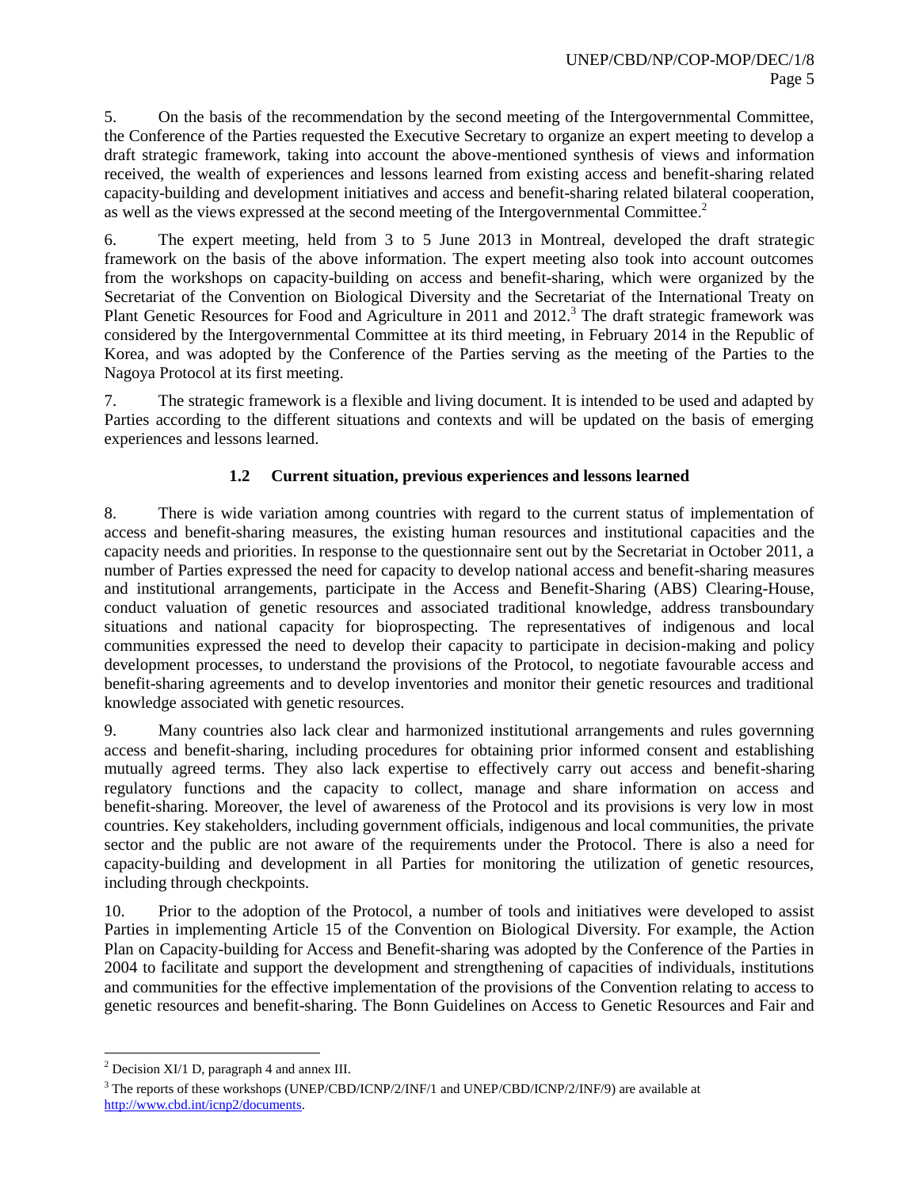5. On the basis of the recommendation by the second meeting of the Intergovernmental Committee, the Conference of the Parties requested the Executive Secretary to organize an expert meeting to develop a draft strategic framework, taking into account the above-mentioned synthesis of views and information received, the wealth of experiences and lessons learned from existing access and benefit-sharing related capacity-building and development initiatives and access and benefit-sharing related bilateral cooperation, as well as the views expressed at the second meeting of the Intergovernmental Committee.[2]

6. The expert meeting, held from 3 to 5 June 2013 in Montreal, developed the draft strategic framework on the basis of the above information. The expert meeting also took into account outcomes from the workshops on capacity-building on access and benefit-sharing, which were organized by the Secretariat of the Convention on Biological Diversity and the Secretariat of the International Treaty on Plant Genetic Resources for Food and Agriculture in 2011 and 2012.[3] The draft strategic framework was considered by the Intergovernmental Committee at its third meeting, in February 2014 in the Republic of Korea, and was adopted by the Conference of the Parties serving as the meeting of the Parties to the Nagoya Protocol at its first meeting.

7. The strategic framework is a flexible and living document. It is intended to be used and adapted by Parties according to the different situations and contexts and will be updated on the basis of emerging experiences and lessons learned.

### 1.2 Current situation, previous experiences and lessons learned

8. There is wide variation among countries with regard to the current status of implementation of access and benefit-sharing measures, the existing human resources and institutional capacities and the capacity needs and priorities. In response to the questionnaire sent out by the Secretariat in October 2011, a number of Parties expressed the need for capacity to develop national access and benefit-sharing measures and institutional arrangements, participate in the Access and Benefit-Sharing (ABS) Clearing-House, conduct valuation of genetic resources and associated traditional knowledge, address transboundary situations and national capacity for bioprospecting. The representatives of indigenous and local communities expressed the need to develop their capacity to participate in decision-making and policy development processes, to understand the provisions of the Protocol, to negotiate favourable access and benefit-sharing agreements and to develop inventories and monitor their genetic resources and traditional knowledge associated with genetic resources.

9. Many countries also lack clear and harmonized institutional arrangements and rules governning access and benefit-sharing, including procedures for obtaining prior informed consent and establishing mutually agreed terms. They also lack expertise to effectively carry out access and benefit-sharing regulatory functions and the capacity to collect, manage and share information on access and benefit-sharing. Moreover, the level of awareness of the Protocol and its provisions is very low in most countries. Key stakeholders, including government officials, indigenous and local communities, the private sector and the public are not aware of the requirements under the Protocol. There is also a need for capacity-building and development in all Parties for monitoring the utilization of genetic resources, including through checkpoints.

10. Prior to the adoption of the Protocol, a number of tools and initiatives were developed to assist Parties in implementing Article 15 of the Convention on Biological Diversity. For example, the Action Plan on Capacity-building for Access and Benefit-sharing was adopted by the Conference of the Parties in 2004 to facilitate and support the development and strengthening of capacities of individuals, institutions and communities for the effective implementation of the provisions of the Convention relating to access to genetic resources and benefit-sharing. The Bonn Guidelines on Access to Genetic Resources and Fair and

---

[2] Decision XI/1 D, paragraph 4 and annex III.

[3] The reports of these workshops (UNEP/CBD/ICNP/2/INF/1 and UNEP/CBD/ICNP/2/INF/9) are available at http://www.cbd.int/icnp2/documents.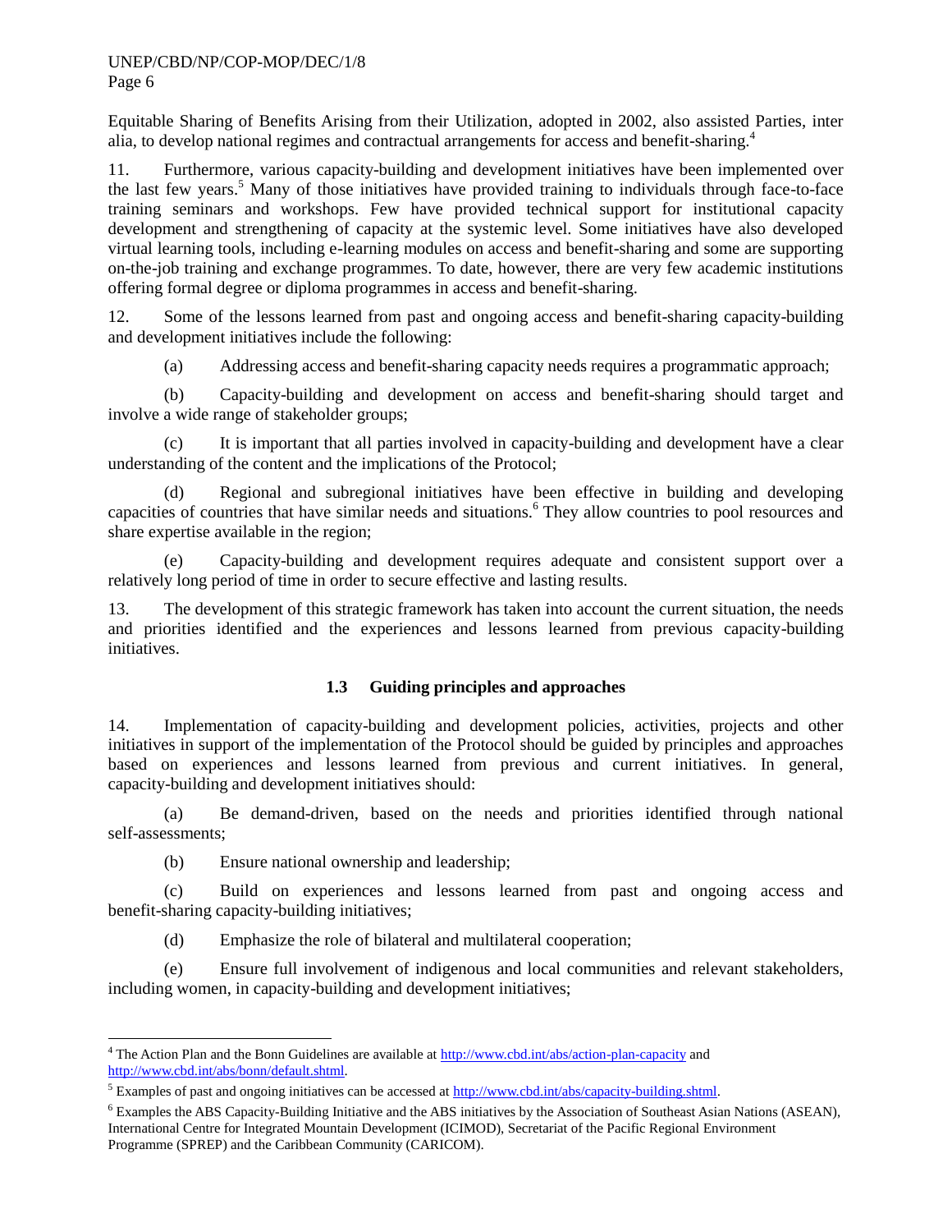Equitable Sharing of Benefits Arising from their Utilization, adopted in 2002, also assisted Parties, inter alia, to develop national regimes and contractual arrangements for access and benefit-sharing.[4]

11. Furthermore, various capacity-building and development initiatives have been implemented over the last few years.[5] Many of those initiatives have provided training to individuals through face-to-face training seminars and workshops. Few have provided technical support for institutional capacity development and strengthening of capacity at the systemic level. Some initiatives have also developed virtual learning tools, including e-learning modules on access and benefit-sharing and some are supporting on-the-job training and exchange programmes. To date, however, there are very few academic institutions offering formal degree or diploma programmes in access and benefit-sharing.

12. Some of the lessons learned from past and ongoing access and benefit-sharing capacity-building and development initiatives include the following:

(a) Addressing access and benefit-sharing capacity needs requires a programmatic approach;

(b) Capacity-building and development on access and benefit-sharing should target and involve a wide range of stakeholder groups;

(c) It is important that all parties involved in capacity-building and development have a clear understanding of the content and the implications of the Protocol;

(d) Regional and subregional initiatives have been effective in building and developing capacities of countries that have similar needs and situations.[6] They allow countries to pool resources and share expertise available in the region;

(e) Capacity-building and development requires adequate and consistent support over a relatively long period of time in order to secure effective and lasting results.

13. The development of this strategic framework has taken into account the current situation, the needs and priorities identified and the experiences and lessons learned from previous capacity-building initiatives.

### 1.3 Guiding principles and approaches

14. Implementation of capacity-building and development policies, activities, projects and other initiatives in support of the implementation of the Protocol should be guided by principles and approaches based on experiences and lessons learned from previous and current initiatives. In general, capacity-building and development initiatives should:

(a) Be demand-driven, based on the needs and priorities identified through national self-assessments;

(b) Ensure national ownership and leadership;

(c) Build on experiences and lessons learned from past and ongoing access and benefit-sharing capacity-building initiatives;

(d) Emphasize the role of bilateral and multilateral cooperation;

(e) Ensure full involvement of indigenous and local communities and relevant stakeholders, including women, in capacity-building and development initiatives;

---

[4] The Action Plan and the Bonn Guidelines are available at http://www.cbd.int/abs/action-plan-capacity and http://www.cbd.int/abs/bonn/default.shtml.

[5] Examples of past and ongoing initiatives can be accessed at http://www.cbd.int/abs/capacity-building.shtml.

[6] Examples the ABS Capacity-Building Initiative and the ABS initiatives by the Association of Southeast Asian Nations (ASEAN), International Centre for Integrated Mountain Development (ICIMOD), Secretariat of the Pacific Regional Environment Programme (SPREP) and the Caribbean Community (CARICOM).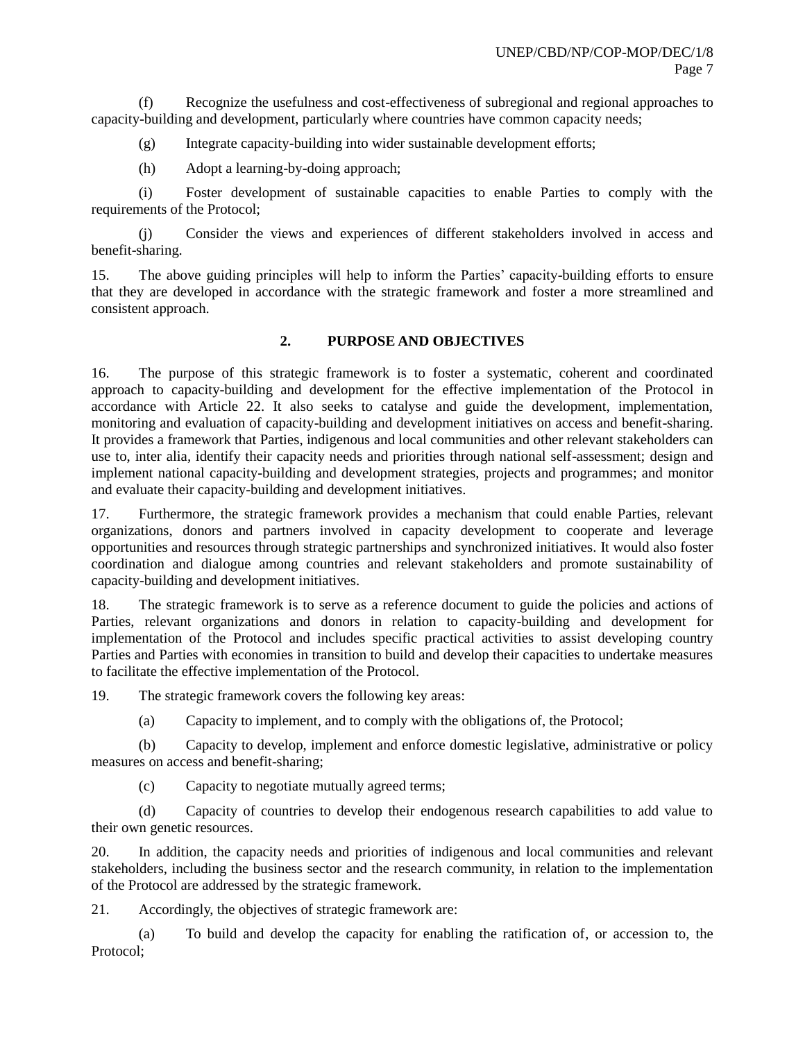(f) Recognize the usefulness and cost-effectiveness of subregional and regional approaches to capacity-building and development, particularly where countries have common capacity needs;

(g) Integrate capacity-building into wider sustainable development efforts;

(h) Adopt a learning-by-doing approach;

(i) Foster development of sustainable capacities to enable Parties to comply with the requirements of the Protocol;

(j) Consider the views and experiences of different stakeholders involved in access and benefit-sharing.

15. The above guiding principles will help to inform the Parties' capacity-building efforts to ensure that they are developed in accordance with the strategic framework and foster a more streamlined and consistent approach.

## 2. PURPOSE AND OBJECTIVES

16. The purpose of this strategic framework is to foster a systematic, coherent and coordinated approach to capacity-building and development for the effective implementation of the Protocol in accordance with Article 22. It also seeks to catalyse and guide the development, implementation, monitoring and evaluation of capacity-building and development initiatives on access and benefit-sharing. It provides a framework that Parties, indigenous and local communities and other relevant stakeholders can use to, inter alia, identify their capacity needs and priorities through national self-assessment; design and implement national capacity-building and development strategies, projects and programmes; and monitor and evaluate their capacity-building and development initiatives.

17. Furthermore, the strategic framework provides a mechanism that could enable Parties, relevant organizations, donors and partners involved in capacity development to cooperate and leverage opportunities and resources through strategic partnerships and synchronized initiatives. It would also foster coordination and dialogue among countries and relevant stakeholders and promote sustainability of capacity-building and development initiatives.

18. The strategic framework is to serve as a reference document to guide the policies and actions of Parties, relevant organizations and donors in relation to capacity-building and development for implementation of the Protocol and includes specific practical activities to assist developing country Parties and Parties with economies in transition to build and develop their capacities to undertake measures to facilitate the effective implementation of the Protocol.

19. The strategic framework covers the following key areas:

(a) Capacity to implement, and to comply with the obligations of, the Protocol;

(b) Capacity to develop, implement and enforce domestic legislative, administrative or policy measures on access and benefit-sharing;

(c) Capacity to negotiate mutually agreed terms;

(d) Capacity of countries to develop their endogenous research capabilities to add value to their own genetic resources.

20. In addition, the capacity needs and priorities of indigenous and local communities and relevant stakeholders, including the business sector and the research community, in relation to the implementation of the Protocol are addressed by the strategic framework.

21. Accordingly, the objectives of strategic framework are:

(a) To build and develop the capacity for enabling the ratification of, or accession to, the Protocol;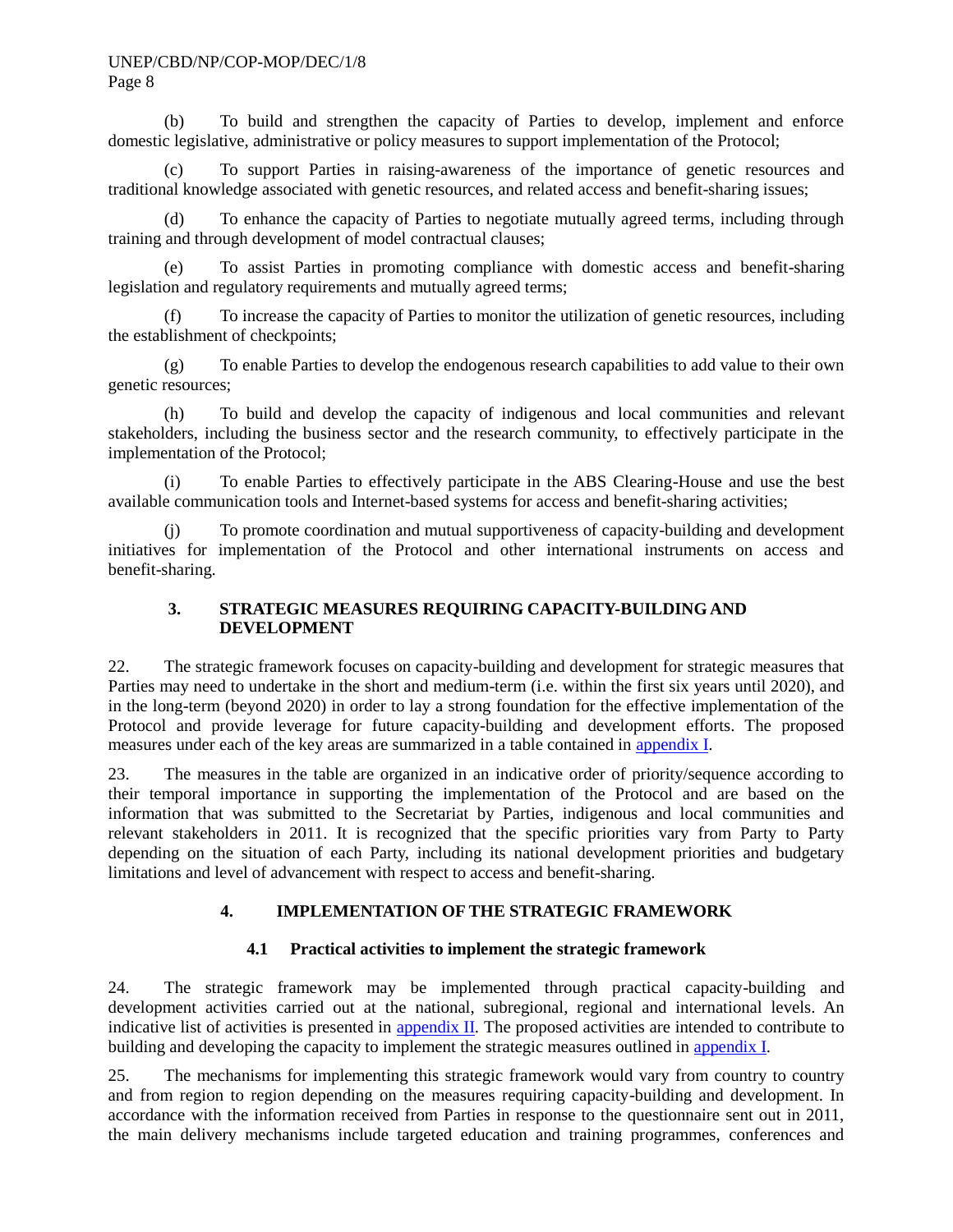(b) To build and strengthen the capacity of Parties to develop, implement and enforce domestic legislative, administrative or policy measures to support implementation of the Protocol;

(c) To support Parties in raising-awareness of the importance of genetic resources and traditional knowledge associated with genetic resources, and related access and benefit-sharing issues;

(d) To enhance the capacity of Parties to negotiate mutually agreed terms, including through training and through development of model contractual clauses;

(e) To assist Parties in promoting compliance with domestic access and benefit-sharing legislation and regulatory requirements and mutually agreed terms;

(f) To increase the capacity of Parties to monitor the utilization of genetic resources, including the establishment of checkpoints;

(g) To enable Parties to develop the endogenous research capabilities to add value to their own genetic resources;

(h) To build and develop the capacity of indigenous and local communities and relevant stakeholders, including the business sector and the research community, to effectively participate in the implementation of the Protocol;

(i) To enable Parties to effectively participate in the ABS Clearing-House and use the best available communication tools and Internet-based systems for access and benefit-sharing activities;

(j) To promote coordination and mutual supportiveness of capacity-building and development initiatives for implementation of the Protocol and other international instruments on access and benefit-sharing.

## 3. STRATEGIC MEASURES REQUIRING CAPACITY-BUILDING AND DEVELOPMENT

22. The strategic framework focuses on capacity-building and development for strategic measures that Parties may need to undertake in the short and medium-term (i.e. within the first six years until 2020), and in the long-term (beyond 2020) in order to lay a strong foundation for the effective implementation of the Protocol and provide leverage for future capacity-building and development efforts. The proposed measures under each of the key areas are summarized in a table contained in appendix I.

23. The measures in the table are organized in an indicative order of priority/sequence according to their temporal importance in supporting the implementation of the Protocol and are based on the information that was submitted to the Secretariat by Parties, indigenous and local communities and relevant stakeholders in 2011. It is recognized that the specific priorities vary from Party to Party depending on the situation of each Party, including its national development priorities and budgetary limitations and level of advancement with respect to access and benefit-sharing.

## 4. IMPLEMENTATION OF THE STRATEGIC FRAMEWORK

### 4.1 Practical activities to implement the strategic framework

24. The strategic framework may be implemented through practical capacity-building and development activities carried out at the national, subregional, regional and international levels. An indicative list of activities is presented in appendix II. The proposed activities are intended to contribute to building and developing the capacity to implement the strategic measures outlined in appendix I.

25. The mechanisms for implementing this strategic framework would vary from country to country and from region to region depending on the measures requiring capacity-building and development. In accordance with the information received from Parties in response to the questionnaire sent out in 2011, the main delivery mechanisms include targeted education and training programmes, conferences and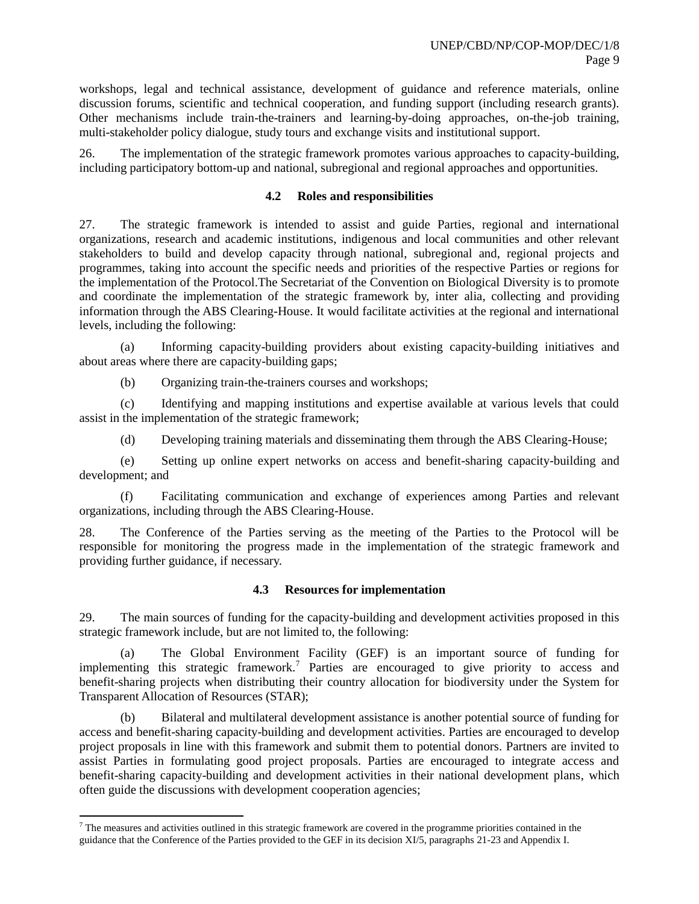workshops, legal and technical assistance, development of guidance and reference materials, online discussion forums, scientific and technical cooperation, and funding support (including research grants). Other mechanisms include train-the-trainers and learning-by-doing approaches, on-the-job training, multi-stakeholder policy dialogue, study tours and exchange visits and institutional support.

26. The implementation of the strategic framework promotes various approaches to capacity-building, including participatory bottom-up and national, subregional and regional approaches and opportunities.

### 4.2 Roles and responsibilities

27. The strategic framework is intended to assist and guide Parties, regional and international organizations, research and academic institutions, indigenous and local communities and other relevant stakeholders to build and develop capacity through national, subregional and, regional projects and programmes, taking into account the specific needs and priorities of the respective Parties or regions for the implementation of the Protocol.The Secretariat of the Convention on Biological Diversity is to promote and coordinate the implementation of the strategic framework by, inter alia, collecting and providing information through the ABS Clearing-House. It would facilitate activities at the regional and international levels, including the following:

(a) Informing capacity-building providers about existing capacity-building initiatives and about areas where there are capacity-building gaps;

(b) Organizing train-the-trainers courses and workshops;

(c) Identifying and mapping institutions and expertise available at various levels that could assist in the implementation of the strategic framework;

(d) Developing training materials and disseminating them through the ABS Clearing-House;

(e) Setting up online expert networks on access and benefit-sharing capacity-building and development; and

(f) Facilitating communication and exchange of experiences among Parties and relevant organizations, including through the ABS Clearing-House.

28. The Conference of the Parties serving as the meeting of the Parties to the Protocol will be responsible for monitoring the progress made in the implementation of the strategic framework and providing further guidance, if necessary.

### 4.3 Resources for implementation

29. The main sources of funding for the capacity-building and development activities proposed in this strategic framework include, but are not limited to, the following:

(a) The Global Environment Facility (GEF) is an important source of funding for implementing this strategic framework.[7] Parties are encouraged to give priority to access and benefit-sharing projects when distributing their country allocation for biodiversity under the System for Transparent Allocation of Resources (STAR);

(b) Bilateral and multilateral development assistance is another potential source of funding for access and benefit-sharing capacity-building and development activities. Parties are encouraged to develop project proposals in line with this framework and submit them to potential donors. Partners are invited to assist Parties in formulating good project proposals. Parties are encouraged to integrate access and benefit-sharing capacity-building and development activities in their national development plans, which often guide the discussions with development cooperation agencies;

---

[7] The measures and activities outlined in this strategic framework are covered in the programme priorities contained in the guidance that the Conference of the Parties provided to the GEF in its decision XI/5, paragraphs 21-23 and Appendix I.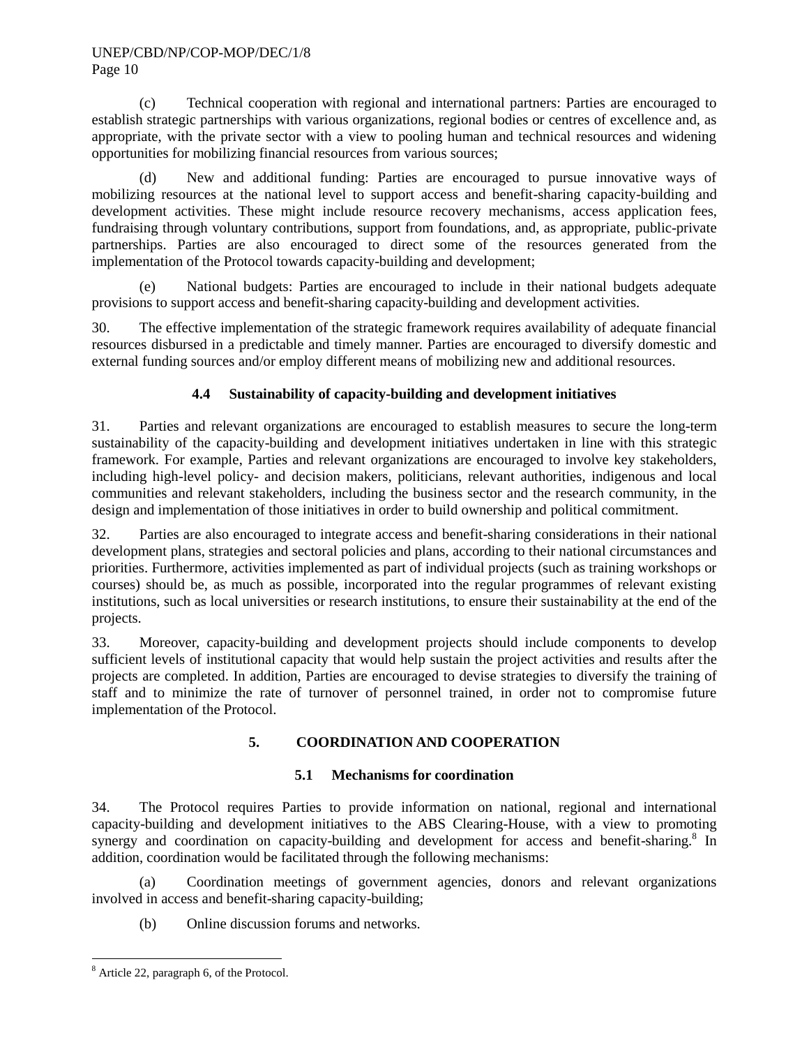(c) Technical cooperation with regional and international partners: Parties are encouraged to establish strategic partnerships with various organizations, regional bodies or centres of excellence and, as appropriate, with the private sector with a view to pooling human and technical resources and widening opportunities for mobilizing financial resources from various sources;

(d) New and additional funding: Parties are encouraged to pursue innovative ways of mobilizing resources at the national level to support access and benefit-sharing capacity-building and development activities. These might include resource recovery mechanisms, access application fees, fundraising through voluntary contributions, support from foundations, and, as appropriate, public-private partnerships. Parties are also encouraged to direct some of the resources generated from the implementation of the Protocol towards capacity-building and development;

(e) National budgets: Parties are encouraged to include in their national budgets adequate provisions to support access and benefit-sharing capacity-building and development activities.

30. The effective implementation of the strategic framework requires availability of adequate financial resources disbursed in a predictable and timely manner. Parties are encouraged to diversify domestic and external funding sources and/or employ different means of mobilizing new and additional resources.

### 4.4 Sustainability of capacity-building and development initiatives

31. Parties and relevant organizations are encouraged to establish measures to secure the long-term sustainability of the capacity-building and development initiatives undertaken in line with this strategic framework. For example, Parties and relevant organizations are encouraged to involve key stakeholders, including high-level policy- and decision makers, politicians, relevant authorities, indigenous and local communities and relevant stakeholders, including the business sector and the research community, in the design and implementation of those initiatives in order to build ownership and political commitment.

32. Parties are also encouraged to integrate access and benefit-sharing considerations in their national development plans, strategies and sectoral policies and plans, according to their national circumstances and priorities. Furthermore, activities implemented as part of individual projects (such as training workshops or courses) should be, as much as possible, incorporated into the regular programmes of relevant existing institutions, such as local universities or research institutions, to ensure their sustainability at the end of the projects.

33. Moreover, capacity-building and development projects should include components to develop sufficient levels of institutional capacity that would help sustain the project activities and results after the projects are completed. In addition, Parties are encouraged to devise strategies to diversify the training of staff and to minimize the rate of turnover of personnel trained, in order not to compromise future implementation of the Protocol.

## 5. COORDINATION AND COOPERATION

### 5.1 Mechanisms for coordination

34. The Protocol requires Parties to provide information on national, regional and international capacity-building and development initiatives to the ABS Clearing-House, with a view to promoting synergy and coordination on capacity-building and development for access and benefit-sharing.[8] In addition, coordination would be facilitated through the following mechanisms:

(a) Coordination meetings of government agencies, donors and relevant organizations involved in access and benefit-sharing capacity-building;

(b) Online discussion forums and networks.

---

[8] Article 22, paragraph 6, of the Protocol.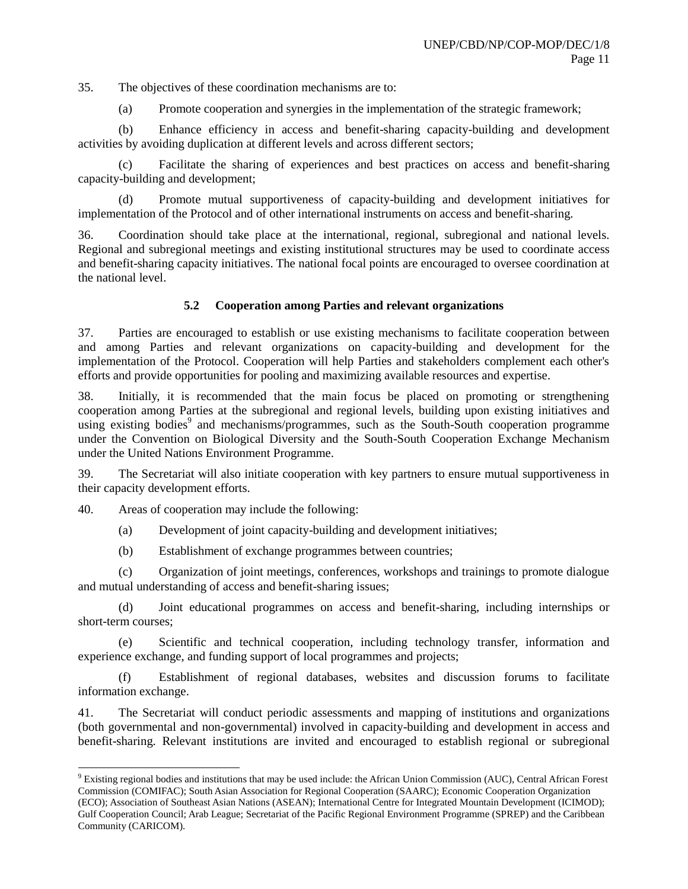35. The objectives of these coordination mechanisms are to:

(a) Promote cooperation and synergies in the implementation of the strategic framework;

(b) Enhance efficiency in access and benefit-sharing capacity-building and development activities by avoiding duplication at different levels and across different sectors;

(c) Facilitate the sharing of experiences and best practices on access and benefit-sharing capacity-building and development;

(d) Promote mutual supportiveness of capacity-building and development initiatives for implementation of the Protocol and of other international instruments on access and benefit-sharing.

36. Coordination should take place at the international, regional, subregional and national levels. Regional and subregional meetings and existing institutional structures may be used to coordinate access and benefit-sharing capacity initiatives. The national focal points are encouraged to oversee coordination at the national level.

### 5.2 Cooperation among Parties and relevant organizations

37. Parties are encouraged to establish or use existing mechanisms to facilitate cooperation between and among Parties and relevant organizations on capacity-building and development for the implementation of the Protocol. Cooperation will help Parties and stakeholders complement each other's efforts and provide opportunities for pooling and maximizing available resources and expertise.

38. Initially, it is recommended that the main focus be placed on promoting or strengthening cooperation among Parties at the subregional and regional levels, building upon existing initiatives and using existing bodies[9] and mechanisms/programmes, such as the South-South cooperation programme under the Convention on Biological Diversity and the South-South Cooperation Exchange Mechanism under the United Nations Environment Programme.

39. The Secretariat will also initiate cooperation with key partners to ensure mutual supportiveness in their capacity development efforts.

40. Areas of cooperation may include the following:

(a) Development of joint capacity-building and development initiatives;

(b) Establishment of exchange programmes between countries;

(c) Organization of joint meetings, conferences, workshops and trainings to promote dialogue and mutual understanding of access and benefit-sharing issues;

(d) Joint educational programmes on access and benefit-sharing, including internships or short-term courses;

(e) Scientific and technical cooperation, including technology transfer, information and experience exchange, and funding support of local programmes and projects;

(f) Establishment of regional databases, websites and discussion forums to facilitate information exchange.

41. The Secretariat will conduct periodic assessments and mapping of institutions and organizations (both governmental and non-governmental) involved in capacity-building and development in access and benefit-sharing. Relevant institutions are invited and encouraged to establish regional or subregional

---

[9] Existing regional bodies and institutions that may be used include: the African Union Commission (AUC), Central African Forest Commission (COMIFAC); South Asian Association for Regional Cooperation (SAARC); Economic Cooperation Organization (ECO); Association of Southeast Asian Nations (ASEAN); International Centre for Integrated Mountain Development (ICIMOD); Gulf Cooperation Council; Arab League; Secretariat of the Pacific Regional Environment Programme (SPREP) and the Caribbean Community (CARICOM).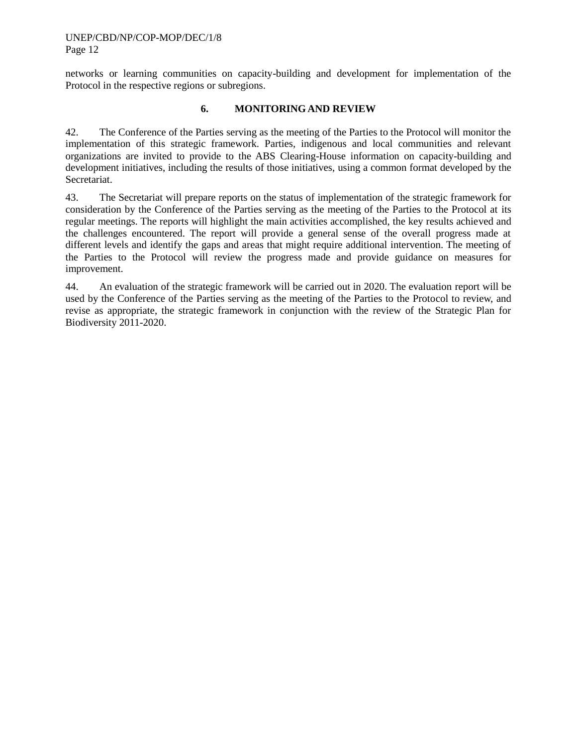networks or learning communities on capacity-building and development for implementation of the Protocol in the respective regions or subregions.

## 6. MONITORING AND REVIEW

42. The Conference of the Parties serving as the meeting of the Parties to the Protocol will monitor the implementation of this strategic framework. Parties, indigenous and local communities and relevant organizations are invited to provide to the ABS Clearing-House information on capacity-building and development initiatives, including the results of those initiatives, using a common format developed by the Secretariat.

43. The Secretariat will prepare reports on the status of implementation of the strategic framework for consideration by the Conference of the Parties serving as the meeting of the Parties to the Protocol at its regular meetings. The reports will highlight the main activities accomplished, the key results achieved and the challenges encountered. The report will provide a general sense of the overall progress made at different levels and identify the gaps and areas that might require additional intervention. The meeting of the Parties to the Protocol will review the progress made and provide guidance on measures for improvement.

44. An evaluation of the strategic framework will be carried out in 2020. The evaluation report will be used by the Conference of the Parties serving as the meeting of the Parties to the Protocol to review, and revise as appropriate, the strategic framework in conjunction with the review of the Strategic Plan for Biodiversity 2011-2020.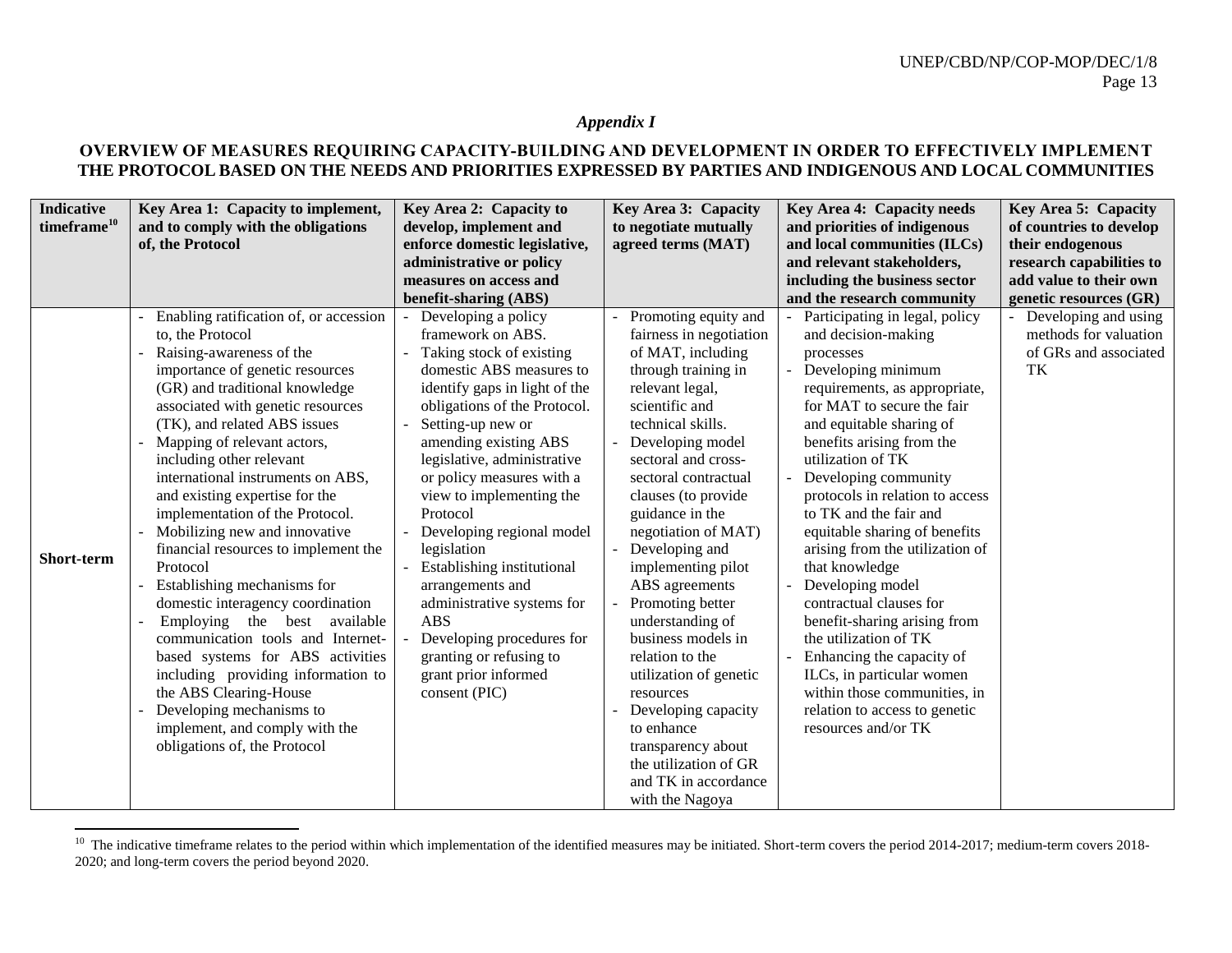*Appendix I*

## OVERVIEW OF MEASURES REQUIRING CAPACITY-BUILDING AND DEVELOPMENT IN ORDER TO EFFECTIVELY IMPLEMENT THE PROTOCOL BASED ON THE NEEDS AND PRIORITIES EXPRESSED BY PARTIES AND INDIGENOUS AND LOCAL COMMUNITIES

| Indicative timeframe[10] | Key Area 1: Capacity to implement, and to comply with the obligations of, the Protocol | Key Area 2: Capacity to develop, implement and enforce domestic legislative, administrative or policy measures on access and benefit-sharing (ABS) | Key Area 3: Capacity to negotiate mutually agreed terms (MAT) | Key Area 4: Capacity needs and priorities of indigenous and local communities (ILCs) and relevant stakeholders, including the business sector and the research community | Key Area 5: Capacity of countries to develop their endogenous research capabilities to add value to their own genetic resources (GR) |
|---|---|---|---|---|---|
| **Short-term** | - Enabling ratification of, or accession to, the Protocol<br>- Raising-awareness of the importance of genetic resources (GR) and traditional knowledge associated with genetic resources (TK), and related ABS issues<br>- Mapping of relevant actors, including other relevant international instruments on ABS, and existing expertise for the implementation of the Protocol.<br>- Mobilizing new and innovative financial resources to implement the Protocol<br>- Establishing mechanisms for domestic interagency coordination<br>- Employing the best available communication tools and Internet-based systems for ABS activities including providing information to the ABS Clearing-House<br>- Developing mechanisms to implement, and comply with the obligations of, the Protocol | - Developing a policy framework on ABS.<br>- Taking stock of existing domestic ABS measures to identify gaps in light of the obligations of the Protocol.<br>- Setting-up new or amending existing ABS legislative, administrative or policy measures with a view to implementing the Protocol<br>- Developing regional model legislation<br>- Establishing institutional arrangements and administrative systems for ABS<br>- Developing procedures for granting or refusing to grant prior informed consent (PIC) | - Promoting equity and fairness in negotiation of MAT, including through training in relevant legal, scientific and technical skills.<br>- Developing model sectoral and cross-sectoral contractual clauses (to provide guidance in the negotiation of MAT)<br>- Developing and implementing pilot ABS agreements<br>- Promoting better understanding of business models in relation to the utilization of genetic resources<br>- Developing capacity to enhance transparency about the utilization of GR and TK in accordance with the Nagoya | - Participating in legal, policy and decision-making processes<br>- Developing minimum requirements, as appropriate, for MAT to secure the fair and equitable sharing of benefits arising from the utilization of TK<br>- Developing community protocols in relation to access to TK and the fair and equitable sharing of benefits arising from the utilization of that knowledge<br>- Developing model contractual clauses for benefit-sharing arising from the utilization of TK<br>- Enhancing the capacity of ILCs, in particular women within those communities, in relation to access to genetic resources and/or TK | - Developing and using methods for valuation of GRs and associated TK |

[10] The indicative timeframe relates to the period within which implementation of the identified measures may be initiated. Short-term covers the period 2014-2017; medium-term covers 2018-2020; and long-term covers the period beyond 2020.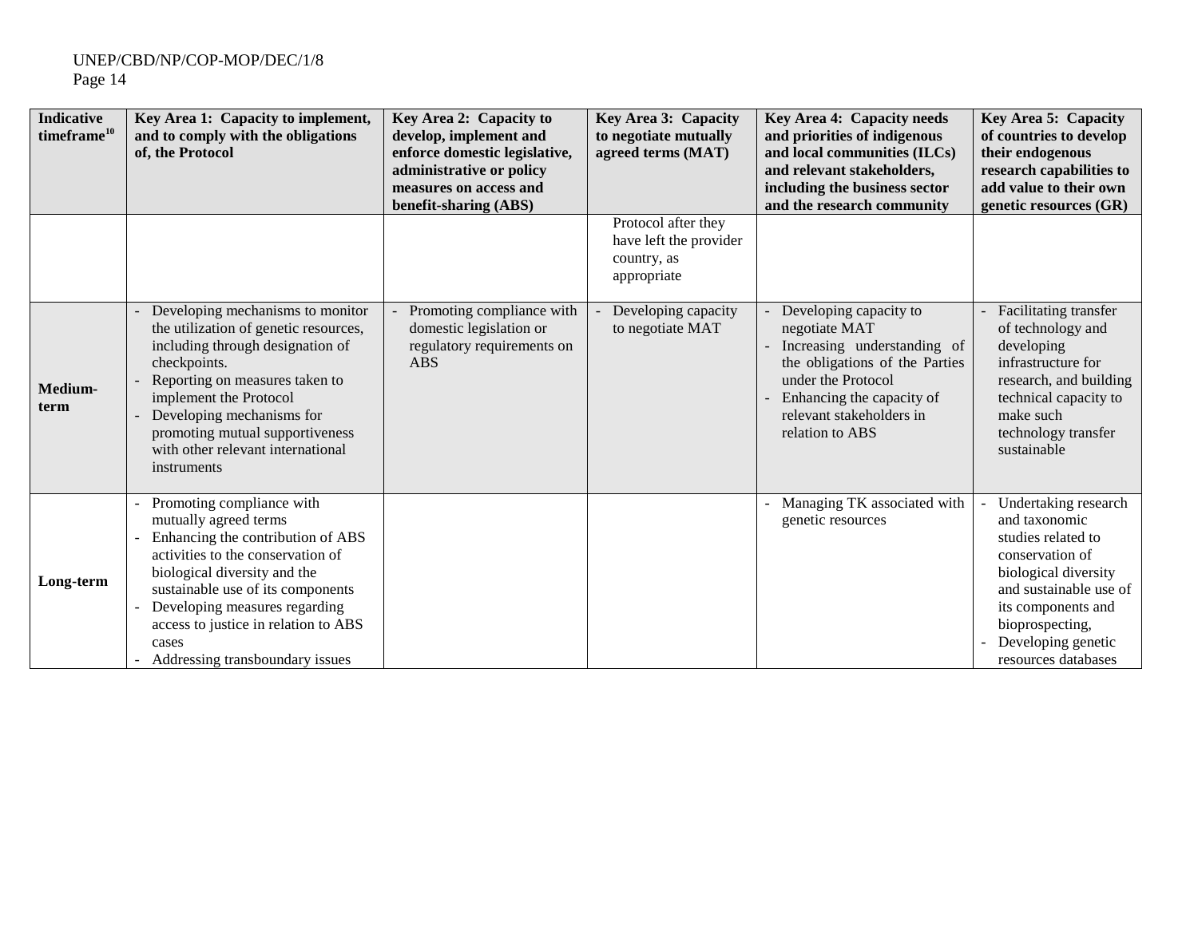| Indicative timeframe[10] | Key Area 1: Capacity to implement, and to comply with the obligations of, the Protocol | Key Area 2: Capacity to develop, implement and enforce domestic legislative, administrative or policy measures on access and benefit-sharing (ABS) | Key Area 3: Capacity to negotiate mutually agreed terms (MAT) | Key Area 4: Capacity needs and priorities of indigenous and local communities (ILCs) and relevant stakeholders, including the business sector and the research community | Key Area 5: Capacity of countries to develop their endogenous research capabilities to add value to their own genetic resources (GR) |
|---|---|---|---|---|---|
| | | | Protocol after they have left the provider country, as appropriate | | |
| **Medium-term** | - Developing mechanisms to monitor the utilization of genetic resources, including through designation of checkpoints.<br>- Reporting on measures taken to implement the Protocol<br>- Developing mechanisms for promoting mutual supportiveness with other relevant international instruments | - Promoting compliance with domestic legislation or regulatory requirements on ABS | - Developing capacity to negotiate MAT | - Developing capacity to negotiate MAT<br>- Increasing understanding of the obligations of the Parties under the Protocol<br>- Enhancing the capacity of relevant stakeholders in relation to ABS | - Facilitating transfer of technology and developing infrastructure for research, and building technical capacity to make such technology transfer sustainable |
| **Long-term** | - Promoting compliance with mutually agreed terms<br>- Enhancing the contribution of ABS activities to the conservation of biological diversity and the sustainable use of its components<br>- Developing measures regarding access to justice in relation to ABS cases<br>- Addressing transboundary issues | | | - Managing TK associated with genetic resources | - Undertaking research and taxonomic studies related to conservation of biological diversity and sustainable use of its components and bioprospecting,<br>- Developing genetic resources databases |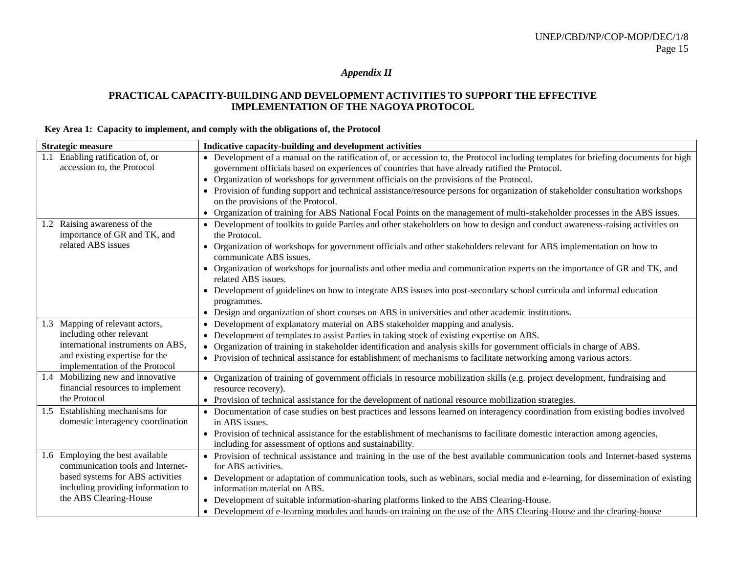*Appendix II*

## PRACTICAL CAPACITY-BUILDING AND DEVELOPMENT ACTIVITIES TO SUPPORT THE EFFECTIVE IMPLEMENTATION OF THE NAGOYA PROTOCOL

**Key Area 1: Capacity to implement, and comply with the obligations of, the Protocol**

| Strategic measure | Indicative capacity-building and development activities |
|---|---|
| 1.1 Enabling ratification of, or accession to, the Protocol | • Development of a manual on the ratification of, or accession to, the Protocol including templates for briefing documents for high government officials based on experiences of countries that have already ratified the Protocol.<br>• Organization of workshops for government officials on the provisions of the Protocol.<br>• Provision of funding support and technical assistance/resource persons for organization of stakeholder consultation workshops on the provisions of the Protocol.<br>• Organization of training for ABS National Focal Points on the management of multi-stakeholder processes in the ABS issues. |
| 1.2 Raising awareness of the importance of GR and TK, and related ABS issues | • Development of toolkits to guide Parties and other stakeholders on how to design and conduct awareness-raising activities on the Protocol.<br>• Organization of workshops for government officials and other stakeholders relevant for ABS implementation on how to communicate ABS issues.<br>• Organization of workshops for journalists and other media and communication experts on the importance of GR and TK, and related ABS issues.<br>• Development of guidelines on how to integrate ABS issues into post-secondary school curricula and informal education programmes.<br>• Design and organization of short courses on ABS in universities and other academic institutions. |
| 1.3 Mapping of relevant actors, including other relevant international instruments on ABS, and existing expertise for the implementation of the Protocol | • Development of explanatory material on ABS stakeholder mapping and analysis.<br>• Development of templates to assist Parties in taking stock of existing expertise on ABS.<br>• Organization of training in stakeholder identification and analysis skills for government officials in charge of ABS.<br>• Provision of technical assistance for establishment of mechanisms to facilitate networking among various actors. |
| 1.4 Mobilizing new and innovative financial resources to implement the Protocol | • Organization of training of government officials in resource mobilization skills (e.g. project development, fundraising and resource recovery).<br>• Provision of technical assistance for the development of national resource mobilization strategies. |
| 1.5 Establishing mechanisms for domestic interagency coordination | • Documentation of case studies on best practices and lessons learned on interagency coordination from existing bodies involved in ABS issues.<br>• Provision of technical assistance for the establishment of mechanisms to facilitate domestic interaction among agencies, including for assessment of options and sustainability. |
| 1.6 Employing the best available communication tools and Internet-based systems for ABS activities including providing information to the ABS Clearing-House | • Provision of technical assistance and training in the use of the best available communication tools and Internet-based systems for ABS activities.<br>• Development or adaptation of communication tools, such as webinars, social media and e-learning, for dissemination of existing information material on ABS.<br>• Development of suitable information-sharing platforms linked to the ABS Clearing-House.<br>• Development of e-learning modules and hands-on training on the use of the ABS Clearing-House and the clearing-house |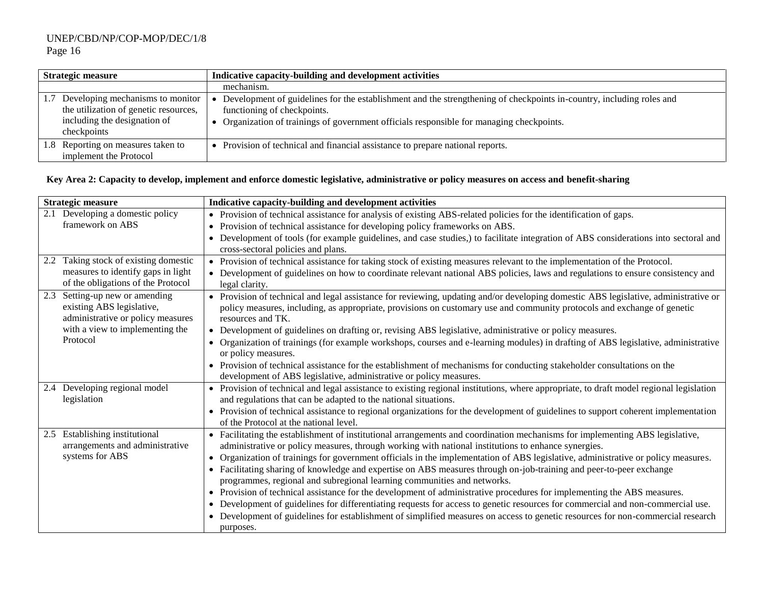| Strategic measure | Indicative capacity-building and development activities |
|---|---|
| | mechanism. |
| 1.7 Developing mechanisms to monitor the utilization of genetic resources, including the designation of checkpoints | • Development of guidelines for the establishment and the strengthening of checkpoints in-country, including roles and functioning of checkpoints.<br>• Organization of trainings of government officials responsible for managing checkpoints. |
| 1.8 Reporting on measures taken to implement the Protocol | • Provision of technical and financial assistance to prepare national reports. |

**Key Area 2: Capacity to develop, implement and enforce domestic legislative, administrative or policy measures on access and benefit-sharing**

| Strategic measure | Indicative capacity-building and development activities |
|---|---|
| 2.1 Developing a domestic policy framework on ABS | • Provision of technical assistance for analysis of existing ABS-related policies for the identification of gaps.<br>• Provision of technical assistance for developing policy frameworks on ABS.<br>• Development of tools (for example guidelines, and case studies,) to facilitate integration of ABS considerations into sectoral and cross-sectoral policies and plans. |
| 2.2 Taking stock of existing domestic measures to identify gaps in light of the obligations of the Protocol | • Provision of technical assistance for taking stock of existing measures relevant to the implementation of the Protocol.<br>• Development of guidelines on how to coordinate relevant national ABS policies, laws and regulations to ensure consistency and legal clarity. |
| 2.3 Setting-up new or amending existing ABS legislative, administrative or policy measures with a view to implementing the Protocol | • Provision of technical and legal assistance for reviewing, updating and/or developing domestic ABS legislative, administrative or policy measures, including, as appropriate, provisions on customary use and community protocols and exchange of genetic resources and TK.<br>• Development of guidelines on drafting or, revising ABS legislative, administrative or policy measures.<br>• Organization of trainings (for example workshops, courses and e-learning modules) in drafting of ABS legislative, administrative or policy measures.<br>• Provision of technical assistance for the establishment of mechanisms for conducting stakeholder consultations on the development of ABS legislative, administrative or policy measures. |
| 2.4 Developing regional model legislation | • Provision of technical and legal assistance to existing regional institutions, where appropriate, to draft model regional legislation and regulations that can be adapted to the national situations.<br>• Provision of technical assistance to regional organizations for the development of guidelines to support coherent implementation of the Protocol at the national level. |
| 2.5 Establishing institutional arrangements and administrative systems for ABS | • Facilitating the establishment of institutional arrangements and coordination mechanisms for implementing ABS legislative, administrative or policy measures, through working with national institutions to enhance synergies.<br>• Organization of trainings for government officials in the implementation of ABS legislative, administrative or policy measures.<br>• Facilitating sharing of knowledge and expertise on ABS measures through on-job-training and peer-to-peer exchange programmes, regional and subregional learning communities and networks.<br>• Provision of technical assistance for the development of administrative procedures for implementing the ABS measures.<br>• Development of guidelines for differentiating requests for access to genetic resources for commercial and non-commercial use.<br>• Development of guidelines for establishment of simplified measures on access to genetic resources for non-commercial research purposes. |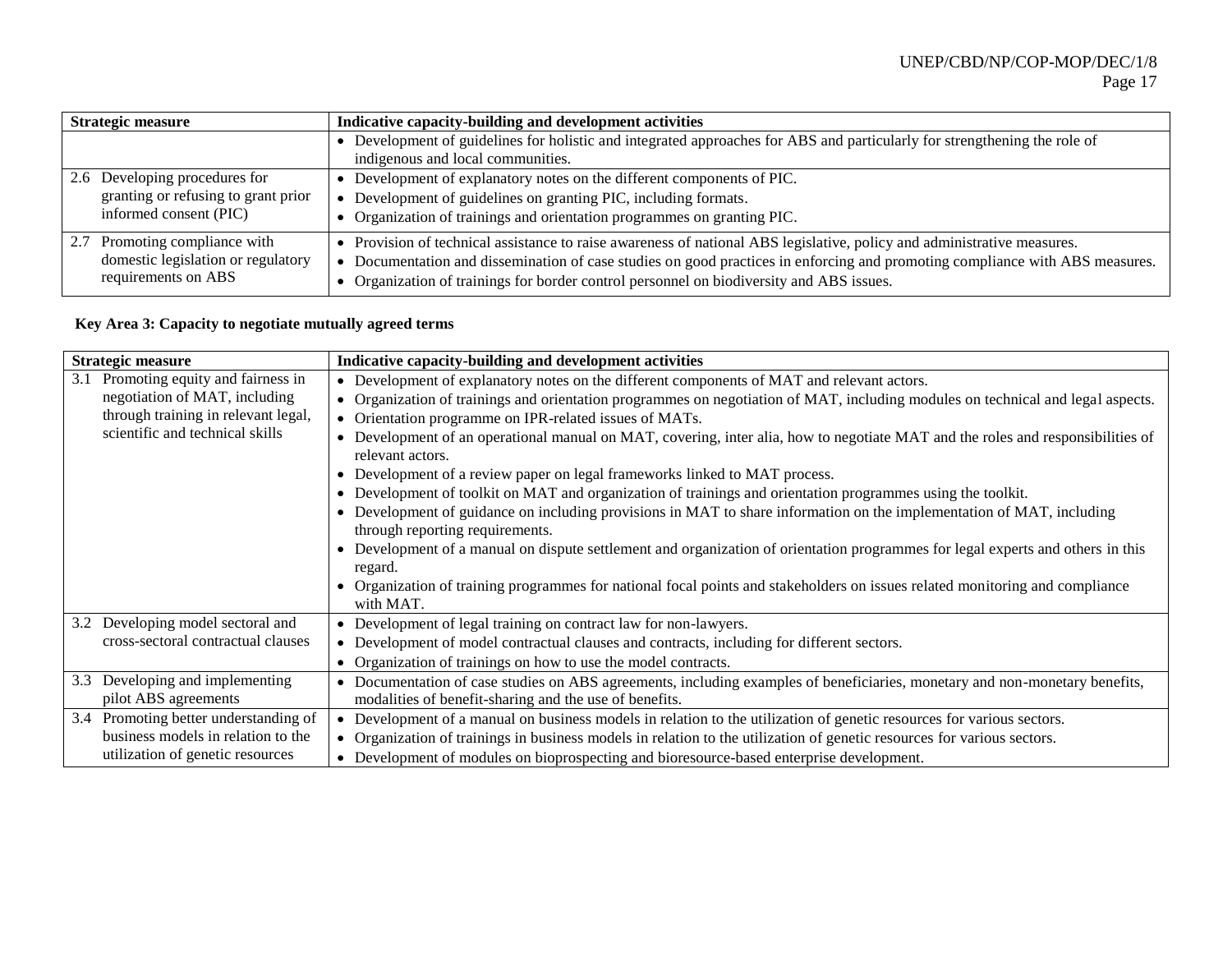| Strategic measure | Indicative capacity-building and development activities |
| --- | --- |
| | • Development of guidelines for holistic and integrated approaches for ABS and particularly for strengthening the role of indigenous and local communities. |
| 2.6 Developing procedures for granting or refusing to grant prior informed consent (PIC) | • Development of explanatory notes on the different components of PIC.<br>• Development of guidelines on granting PIC, including formats.<br>• Organization of trainings and orientation programmes on granting PIC. |
| 2.7 Promoting compliance with domestic legislation or regulatory requirements on ABS | • Provision of technical assistance to raise awareness of national ABS legislative, policy and administrative measures.<br>• Documentation and dissemination of case studies on good practices in enforcing and promoting compliance with ABS measures.<br>• Organization of trainings for border control personnel on biodiversity and ABS issues. |

**Key Area 3: Capacity to negotiate mutually agreed terms**

| Strategic measure | Indicative capacity-building and development activities |
| --- | --- |
| 3.1 Promoting equity and fairness in negotiation of MAT, including through training in relevant legal, scientific and technical skills | • Development of explanatory notes on the different components of MAT and relevant actors.<br>• Organization of trainings and orientation programmes on negotiation of MAT, including modules on technical and legal aspects.<br>• Orientation programme on IPR-related issues of MATs.<br>• Development of an operational manual on MAT, covering, inter alia, how to negotiate MAT and the roles and responsibilities of relevant actors.<br>• Development of a review paper on legal frameworks linked to MAT process.<br>• Development of toolkit on MAT and organization of trainings and orientation programmes using the toolkit.<br>• Development of guidance on including provisions in MAT to share information on the implementation of MAT, including through reporting requirements.<br>• Development of a manual on dispute settlement and organization of orientation programmes for legal experts and others in this regard.<br>• Organization of training programmes for national focal points and stakeholders on issues related monitoring and compliance with MAT. |
| 3.2 Developing model sectoral and cross-sectoral contractual clauses | • Development of legal training on contract law for non-lawyers.<br>• Development of model contractual clauses and contracts, including for different sectors.<br>• Organization of trainings on how to use the model contracts. |
| 3.3 Developing and implementing pilot ABS agreements | • Documentation of case studies on ABS agreements, including examples of beneficiaries, monetary and non-monetary benefits, modalities of benefit-sharing and the use of benefits. |
| 3.4 Promoting better understanding of business models in relation to the utilization of genetic resources | • Development of a manual on business models in relation to the utilization of genetic resources for various sectors.<br>• Organization of trainings in business models in relation to the utilization of genetic resources for various sectors.<br>• Development of modules on bioprospecting and bioresource-based enterprise development. |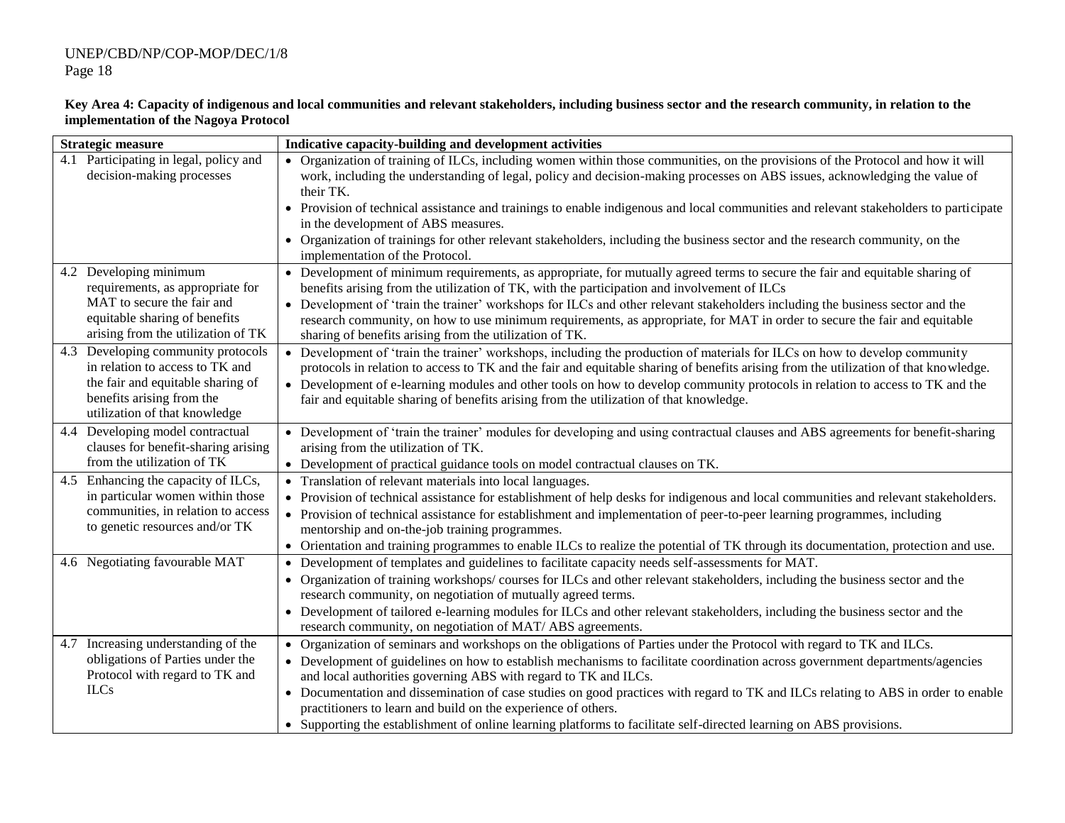**Key Area 4: Capacity of indigenous and local communities and relevant stakeholders, including business sector and the research community, in relation to the implementation of the Nagoya Protocol**

| Strategic measure | Indicative capacity-building and development activities |
|---|---|
| 4.1 Participating in legal, policy and decision-making processes | • Organization of training of ILCs, including women within those communities, on the provisions of the Protocol and how it will work, including the understanding of legal, policy and decision-making processes on ABS issues, acknowledging the value of their TK.<br>• Provision of technical assistance and trainings to enable indigenous and local communities and relevant stakeholders to participate in the development of ABS measures.<br>• Organization of trainings for other relevant stakeholders, including the business sector and the research community, on the implementation of the Protocol. |
| 4.2 Developing minimum requirements, as appropriate for MAT to secure the fair and equitable sharing of benefits arising from the utilization of TK | • Development of minimum requirements, as appropriate, for mutually agreed terms to secure the fair and equitable sharing of benefits arising from the utilization of TK, with the participation and involvement of ILCs<br>• Development of 'train the trainer' workshops for ILCs and other relevant stakeholders including the business sector and the research community, on how to use minimum requirements, as appropriate, for MAT in order to secure the fair and equitable sharing of benefits arising from the utilization of TK. |
| 4.3 Developing community protocols in relation to access to TK and the fair and equitable sharing of benefits arising from the utilization of that knowledge | • Development of 'train the trainer' workshops, including the production of materials for ILCs on how to develop community protocols in relation to access to TK and the fair and equitable sharing of benefits arising from the utilization of that knowledge.<br>• Development of e-learning modules and other tools on how to develop community protocols in relation to access to TK and the fair and equitable sharing of benefits arising from the utilization of that knowledge. |
| 4.4 Developing model contractual clauses for benefit-sharing arising from the utilization of TK | • Development of 'train the trainer' modules for developing and using contractual clauses and ABS agreements for benefit-sharing arising from the utilization of TK.<br>• Development of practical guidance tools on model contractual clauses on TK. |
| 4.5 Enhancing the capacity of ILCs, in particular women within those communities, in relation to access to genetic resources and/or TK | • Translation of relevant materials into local languages.<br>• Provision of technical assistance for establishment of help desks for indigenous and local communities and relevant stakeholders.<br>• Provision of technical assistance for establishment and implementation of peer-to-peer learning programmes, including mentorship and on-the-job training programmes.<br>• Orientation and training programmes to enable ILCs to realize the potential of TK through its documentation, protection and use. |
| 4.6 Negotiating favourable MAT | • Development of templates and guidelines to facilitate capacity needs self-assessments for MAT.<br>• Organization of training workshops/ courses for ILCs and other relevant stakeholders, including the business sector and the research community, on negotiation of mutually agreed terms.<br>• Development of tailored e-learning modules for ILCs and other relevant stakeholders, including the business sector and the research community, on negotiation of MAT/ ABS agreements. |
| 4.7 Increasing understanding of the obligations of Parties under the Protocol with regard to TK and ILCs | • Organization of seminars and workshops on the obligations of Parties under the Protocol with regard to TK and ILCs.<br>• Development of guidelines on how to establish mechanisms to facilitate coordination across government departments/agencies and local authorities governing ABS with regard to TK and ILCs.<br>• Documentation and dissemination of case studies on good practices with regard to TK and ILCs relating to ABS in order to enable practitioners to learn and build on the experience of others.<br>• Supporting the establishment of online learning platforms to facilitate self-directed learning on ABS provisions. |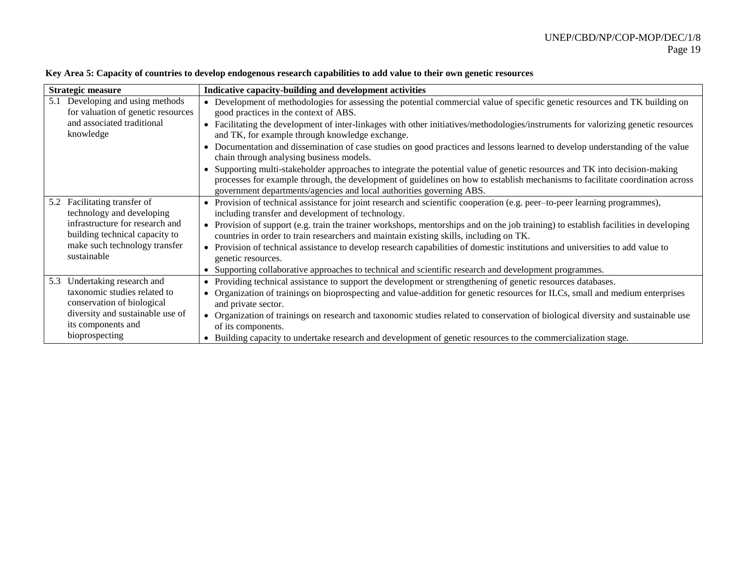**Key Area 5: Capacity of countries to develop endogenous research capabilities to add value to their own genetic resources**

| Strategic measure | Indicative capacity-building and development activities |
|---|---|
| 5.1 Developing and using methods for valuation of genetic resources and associated traditional knowledge | • Development of methodologies for assessing the potential commercial value of specific genetic resources and TK building on good practices in the context of ABS.<br>• Facilitating the development of inter-linkages with other initiatives/methodologies/instruments for valorizing genetic resources and TK, for example through knowledge exchange.<br>• Documentation and dissemination of case studies on good practices and lessons learned to develop understanding of the value chain through analysing business models.<br>• Supporting multi-stakeholder approaches to integrate the potential value of genetic resources and TK into decision-making processes for example through, the development of guidelines on how to establish mechanisms to facilitate coordination across government departments/agencies and local authorities governing ABS. |
| 5.2 Facilitating transfer of technology and developing infrastructure for research and building technical capacity to make such technology transfer sustainable | • Provision of technical assistance for joint research and scientific cooperation (e.g. peer–to-peer learning programmes), including transfer and development of technology.<br>• Provision of support (e.g. train the trainer workshops, mentorships and on the job training) to establish facilities in developing countries in order to train researchers and maintain existing skills, including on TK.<br>• Provision of technical assistance to develop research capabilities of domestic institutions and universities to add value to genetic resources.<br>• Supporting collaborative approaches to technical and scientific research and development programmes. |
| 5.3 Undertaking research and taxonomic studies related to conservation of biological diversity and sustainable use of its components and bioprospecting | • Providing technical assistance to support the development or strengthening of genetic resources databases.<br>• Organization of trainings on bioprospecting and value-addition for genetic resources for ILCs, small and medium enterprises and private sector.<br>• Organization of trainings on research and taxonomic studies related to conservation of biological diversity and sustainable use of its components.<br>• Building capacity to undertake research and development of genetic resources to the commercialization stage. |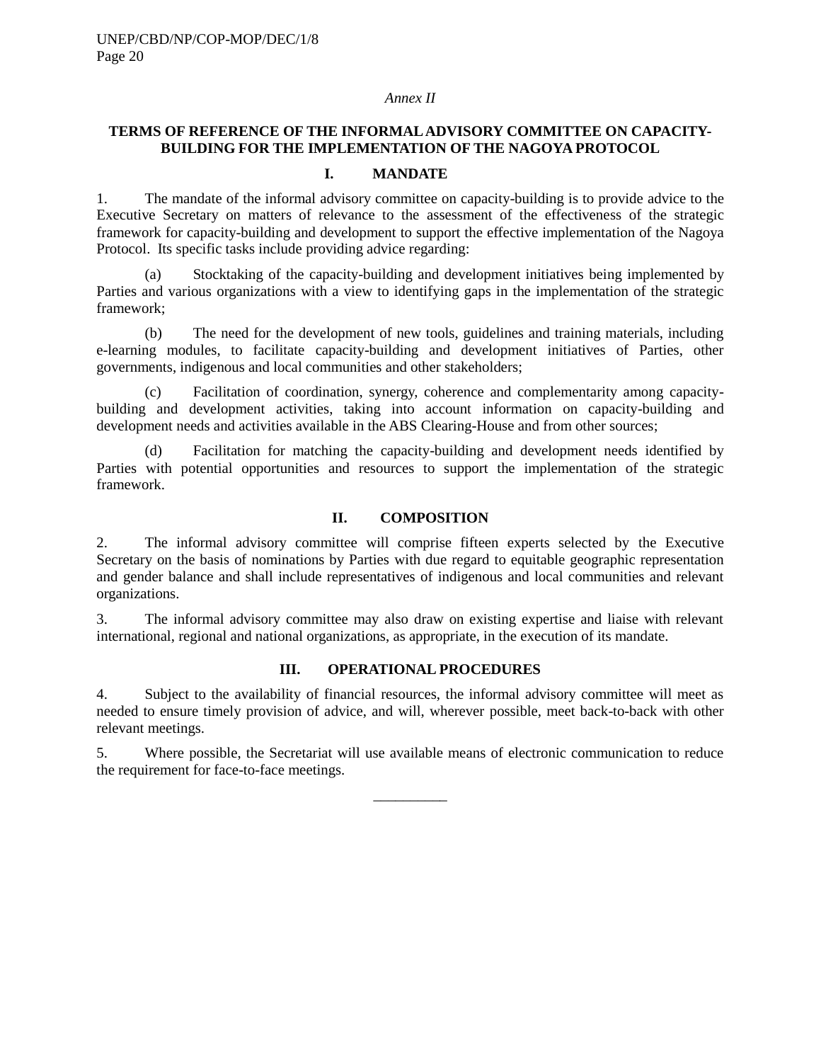*Annex II*

## TERMS OF REFERENCE OF THE INFORMAL ADVISORY COMMITTEE ON CAPACITY-BUILDING FOR THE IMPLEMENTATION OF THE NAGOYA PROTOCOL

### I. MANDATE

1. The mandate of the informal advisory committee on capacity-building is to provide advice to the Executive Secretary on matters of relevance to the assessment of the effectiveness of the strategic framework for capacity-building and development to support the effective implementation of the Nagoya Protocol. Its specific tasks include providing advice regarding:

(a) Stocktaking of the capacity-building and development initiatives being implemented by Parties and various organizations with a view to identifying gaps in the implementation of the strategic framework;

(b) The need for the development of new tools, guidelines and training materials, including e-learning modules, to facilitate capacity-building and development initiatives of Parties, other governments, indigenous and local communities and other stakeholders;

(c) Facilitation of coordination, synergy, coherence and complementarity among capacity-building and development activities, taking into account information on capacity-building and development needs and activities available in the ABS Clearing-House and from other sources;

(d) Facilitation for matching the capacity-building and development needs identified by Parties with potential opportunities and resources to support the implementation of the strategic framework.

### II. COMPOSITION

2. The informal advisory committee will comprise fifteen experts selected by the Executive Secretary on the basis of nominations by Parties with due regard to equitable geographic representation and gender balance and shall include representatives of indigenous and local communities and relevant organizations.

3. The informal advisory committee may also draw on existing expertise and liaise with relevant international, regional and national organizations, as appropriate, in the execution of its mandate.

### III. OPERATIONAL PROCEDURES

4. Subject to the availability of financial resources, the informal advisory committee will meet as needed to ensure timely provision of advice, and will, wherever possible, meet back-to-back with other relevant meetings.

5. Where possible, the Secretariat will use available means of electronic communication to reduce the requirement for face-to-face meetings.

__________